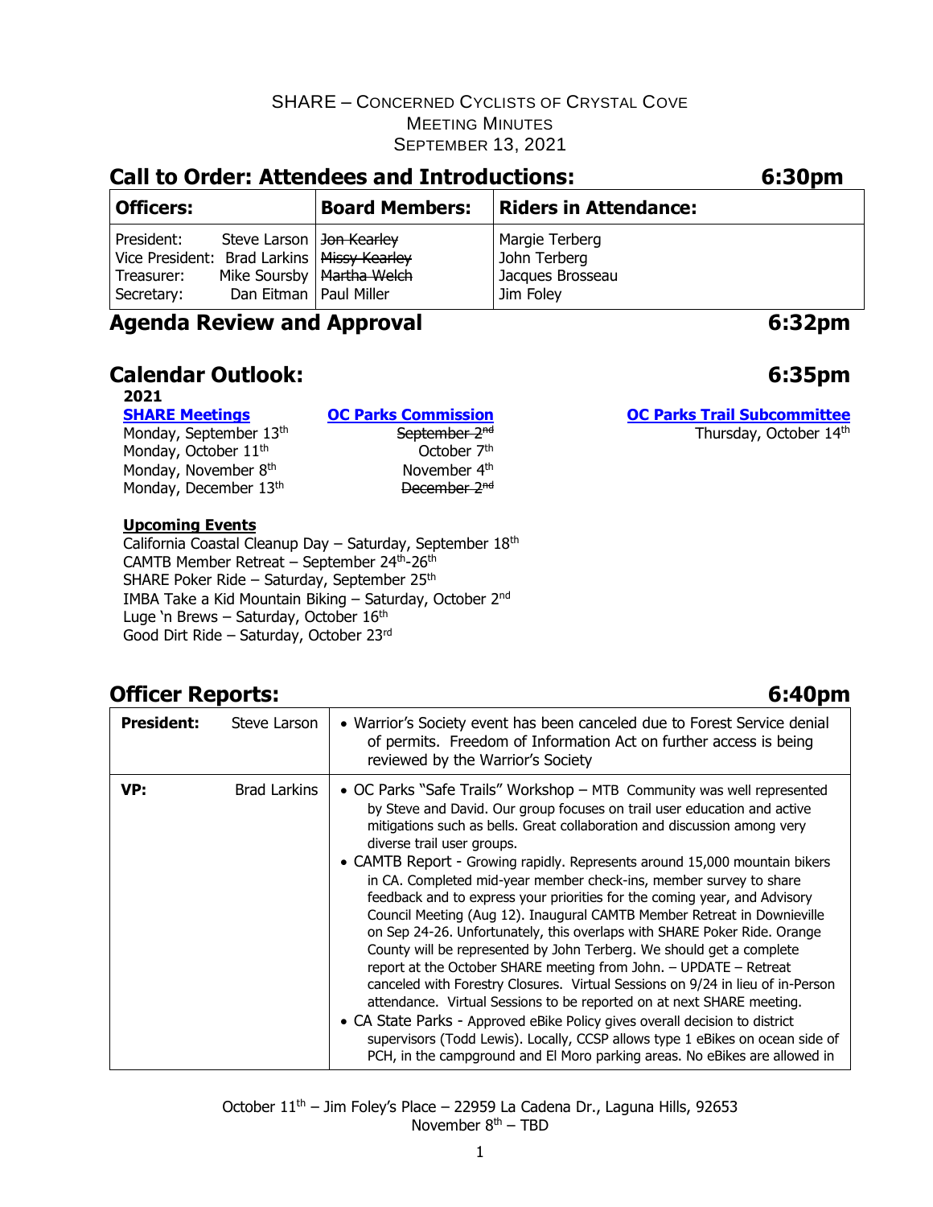SHARE – CONCERNED CYCLISTS OF CRYSTAL COVE
MEETING MINUTES
SEPTEMBER 13, 2021

## Call to Order: Attendees and Introductions: 6:30pm

| Officers: | Board Members: | Riders in Attendance: |
|---|---|---|
| President: Steve Larson<br>Vice President: Brad Larkins<br>Treasurer: Mike Soursby<br>Secretary: Dan Eitman | ~~Jon Kearley~~<br>~~Missy Kearley~~<br>~~Martha Welch~~<br>Paul Miller | Margie Terberg<br>John Terberg<br>Jacques Brosseau<br>Jim Foley |

## Agenda Review and Approval 6:32pm

## Calendar Outlook: 6:35pm

**2021**

**SHARE Meetings**
Monday, September 13th
Monday, October 11th
Monday, November 8th
Monday, December 13th

**OC Parks Commission**
~~September 2nd~~
October 7th
November 4th
~~December 2nd~~

**OC Parks Trail Subcommittee**
Thursday, October 14th

**Upcoming Events**
California Coastal Cleanup Day – Saturday, September 18th
CAMTB Member Retreat – September 24th-26th
SHARE Poker Ride – Saturday, September 25th
IMBA Take a Kid Mountain Biking – Saturday, October 2nd
Luge 'n Brews – Saturday, October 16th
Good Dirt Ride – Saturday, October 23rd

## Officer Reports: 6:40pm

| | | |
|---|---|---|
| **President:** | Steve Larson | • Warrior's Society event has been canceled due to Forest Service denial of permits. Freedom of Information Act on further access is being reviewed by the Warrior's Society |
| **VP:** | Brad Larkins | • OC Parks "Safe Trails" Workshop – MTB Community was well represented by Steve and David. Our group focuses on trail user education and active mitigations such as bells. Great collaboration and discussion among very diverse trail user groups.<br>• CAMTB Report - Growing rapidly. Represents around 15,000 mountain bikers in CA. Completed mid-year member check-ins, member survey to share feedback and to express your priorities for the coming year, and Advisory Council Meeting (Aug 12). Inaugural CAMTB Member Retreat in Downieville on Sep 24-26. Unfortunately, this overlaps with SHARE Poker Ride. Orange County will be represented by John Terberg. We should get a complete report at the October SHARE meeting from John. – UPDATE – Retreat canceled with Forestry Closures. Virtual Sessions on 9/24 in lieu of in-Person attendance. Virtual Sessions to be reported on at next SHARE meeting.<br>• CA State Parks - Approved eBike Policy gives overall decision to district supervisors (Todd Lewis). Locally, CCSP allows type 1 eBikes on ocean side of PCH, in the campground and El Moro parking areas. No eBikes are allowed in |

October 11th – Jim Foley's Place – 22959 La Cadena Dr., Laguna Hills, 92653
November 8th – TBD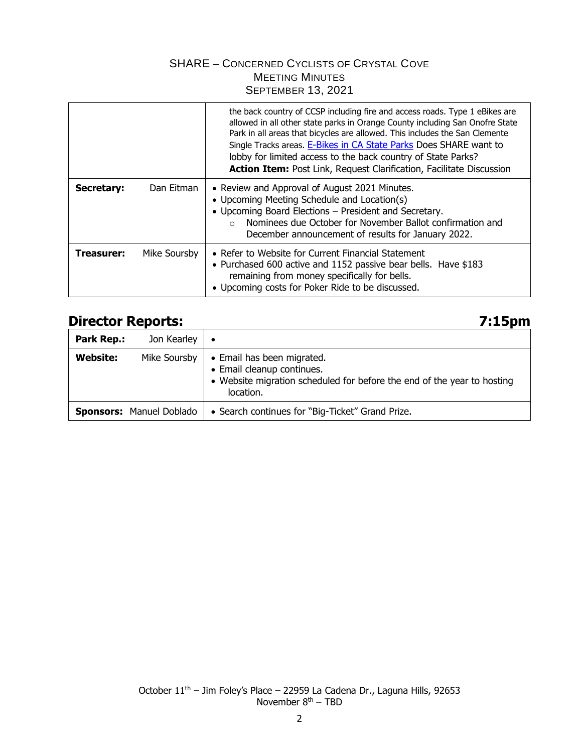SHARE – CONCERNED CYCLISTS OF CRYSTAL COVE
MEETING MINUTES
SEPTEMBER 13, 2021

| | | |
|---|---|---|
| | | the back country of CCSP including fire and access roads. Type 1 eBikes are allowed in all other state parks in Orange County including San Onofre State Park in all areas that bicycles are allowed. This includes the San Clemente Single Tracks areas. [E-Bikes in CA State Parks] Does SHARE want to lobby for limited access to the back country of State Parks? **Action Item:** Post Link, Request Clarification, Facilitate Discussion |
| **Secretary:** | Dan Eitman | • Review and Approval of August 2021 Minutes.<br>• Upcoming Meeting Schedule and Location(s)<br>• Upcoming Board Elections – President and Secretary.<br>  ○ Nominees due October for November Ballot confirmation and December announcement of results for January 2022. |
| **Treasurer:** | Mike Soursby | • Refer to Website for Current Financial Statement<br>• Purchased 600 active and 1152 passive bear bells. Have $183 remaining from money specifically for bells.<br>• Upcoming costs for Poker Ride to be discussed. |

## Director Reports: 7:15pm

| | | |
|---|---|---|
| **Park Rep.:** | Jon Kearley | • |
| **Website:** | Mike Soursby | • Email has been migrated.<br>• Email cleanup continues.<br>• Website migration scheduled for before the end of the year to hosting location. |
| **Sponsors:** | Manuel Doblado | • Search continues for "Big-Ticket" Grand Prize. |

October 11th – Jim Foley's Place – 22959 La Cadena Dr., Laguna Hills, 92653
November 8th – TBD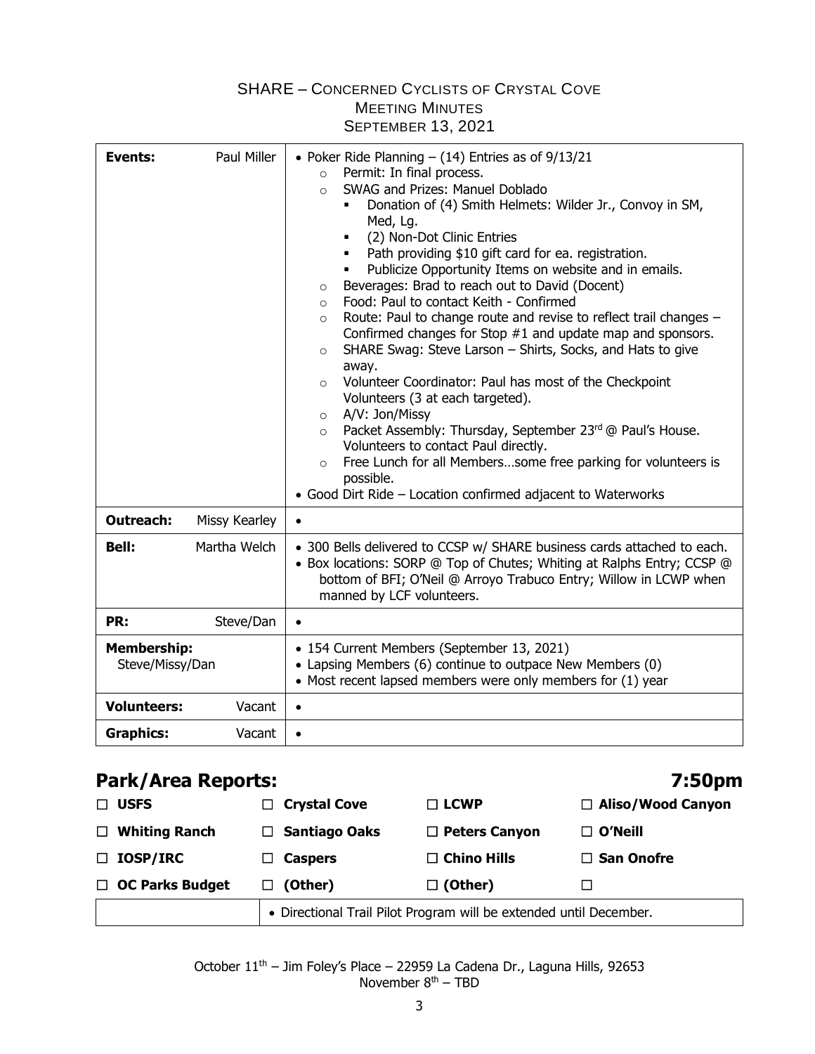SHARE – CONCERNED CYCLISTS OF CRYSTAL COVE
MEETING MINUTES
SEPTEMBER 13, 2021

| | | |
|---|---|---|
| **Events:** | Paul Miller | • Poker Ride Planning – (14) Entries as of 9/13/21<br>  ○ Permit: In final process.<br>  ○ SWAG and Prizes: Manuel Doblado<br>    ▪ Donation of (4) Smith Helmets: Wilder Jr., Convoy in SM, Med, Lg.<br>    ▪ (2) Non-Dot Clinic Entries<br>    ▪ Path providing $10 gift card for ea. registration.<br>    ▪ Publicize Opportunity Items on website and in emails.<br>  ○ Beverages: Brad to reach out to David (Docent)<br>  ○ Food: Paul to contact Keith - Confirmed<br>  ○ Route: Paul to change route and revise to reflect trail changes – Confirmed changes for Stop #1 and update map and sponsors.<br>  ○ SHARE Swag: Steve Larson – Shirts, Socks, and Hats to give away.<br>  ○ Volunteer Coordinator: Paul has most of the Checkpoint Volunteers (3 at each targeted).<br>  ○ A/V: Jon/Missy<br>  ○ Packet Assembly: Thursday, September 23rd @ Paul's House. Volunteers to contact Paul directly.<br>  ○ Free Lunch for all Members…some free parking for volunteers is possible.<br>• Good Dirt Ride – Location confirmed adjacent to Waterworks |
| **Outreach:** | Missy Kearley | • |
| **Bell:** | Martha Welch | • 300 Bells delivered to CCSP w/ SHARE business cards attached to each.<br>• Box locations: SORP @ Top of Chutes; Whiting at Ralphs Entry; CCSP @ bottom of BFI; O'Neil @ Arroyo Trabuco Entry; Willow in LCWP when manned by LCF volunteers. |
| **PR:** | Steve/Dan | • |
| **Membership:** Steve/Missy/Dan | | • 154 Current Members (September 13, 2021)<br>• Lapsing Members (6) continue to outpace New Members (0)<br>• Most recent lapsed members were only members for (1) year |
| **Volunteers:** | Vacant | • |
| **Graphics:** | Vacant | • |

## Park/Area Reports: 7:50pm

| | | | |
|---|---|---|---|
| ☐ **USFS** | ☐ **Crystal Cove** | ☐ **LCWP** | ☐ **Aliso/Wood Canyon** |
| ☐ **Whiting Ranch** | ☐ **Santiago Oaks** | ☐ **Peters Canyon** | ☐ **O'Neill** |
| ☐ **IOSP/IRC** | ☐ **Caspers** | ☐ **Chino Hills** | ☐ **San Onofre** |
| ☐ **OC Parks Budget** | ☐ **(Other)** | ☐ **(Other)** | ☐ |
| | • Directional Trail Pilot Program will be extended until December. | | |

October 11th – Jim Foley's Place – 22959 La Cadena Dr., Laguna Hills, 92653
November 8th – TBD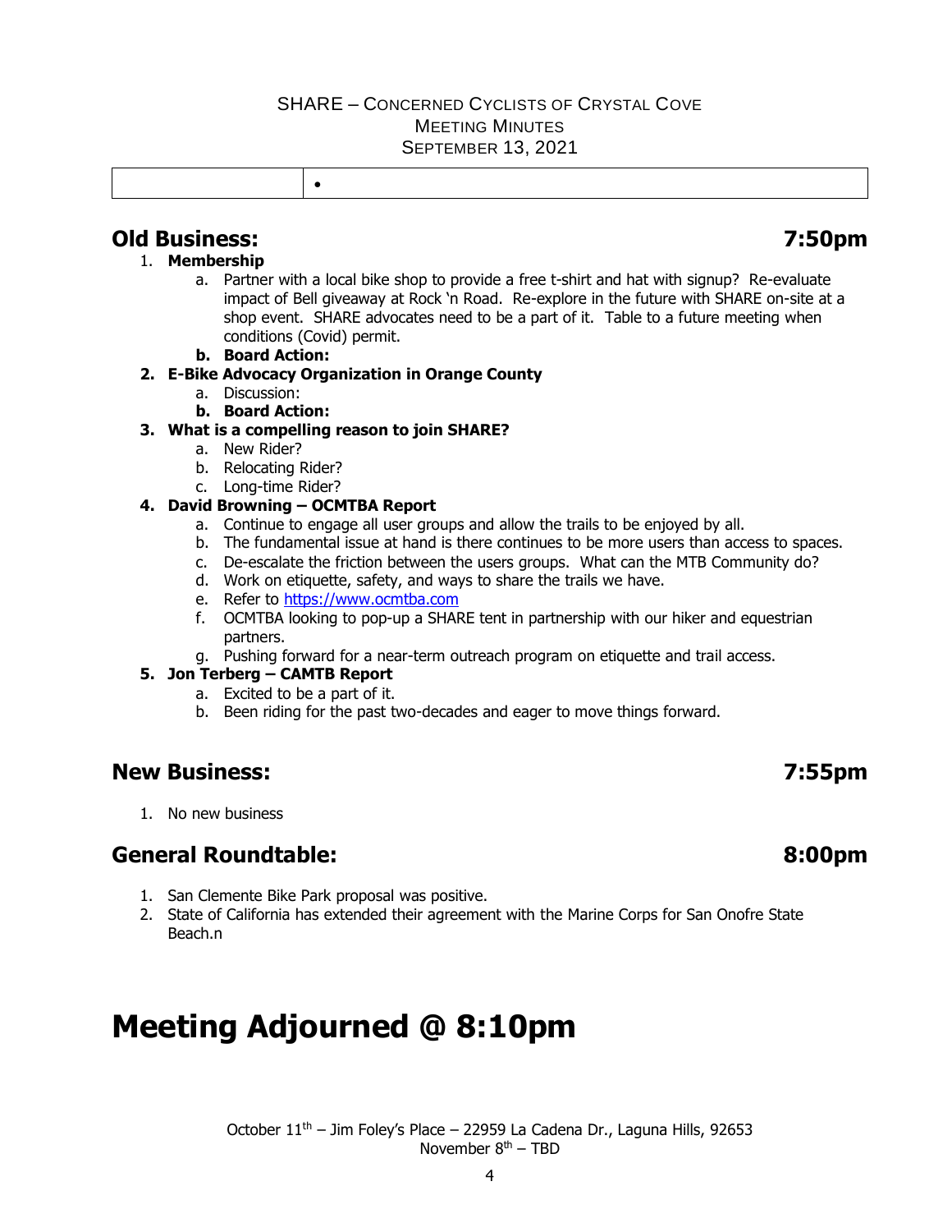SHARE – Concerned Cyclists of Crystal Cove
Meeting Minutes
September 13, 2021

| | • |
|---|---|

## Old Business: 7:50pm

1. **Membership**
   a. Partner with a local bike shop to provide a free t-shirt and hat with signup? Re-evaluate impact of Bell giveaway at Rock 'n Road. Re-explore in the future with SHARE on-site at a shop event. SHARE advocates need to be a part of it. Table to a future meeting when conditions (Covid) permit.
   **b. Board Action:**
2. **E-Bike Advocacy Organization in Orange County**
   a. Discussion:
   **b. Board Action:**
3. **What is a compelling reason to join SHARE?**
   a. New Rider?
   b. Relocating Rider?
   c. Long-time Rider?
4. **David Browning – OCMTBA Report**
   a. Continue to engage all user groups and allow the trails to be enjoyed by all.
   b. The fundamental issue at hand is there continues to be more users than access to spaces.
   c. De-escalate the friction between the users groups. What can the MTB Community do?
   d. Work on etiquette, safety, and ways to share the trails we have.
   e. Refer to [https://www.ocmtba.com](https://www.ocmtba.com)
   f. OCMTBA looking to pop-up a SHARE tent in partnership with our hiker and equestrian partners.
   g. Pushing forward for a near-term outreach program on etiquette and trail access.
5. **Jon Terberg – CAMTB Report**
   a. Excited to be a part of it.
   b. Been riding for the past two-decades and eager to move things forward.

## New Business: 7:55pm

1. No new business

## General Roundtable: 8:00pm

1. San Clemente Bike Park proposal was positive.
2. State of California has extended their agreement with the Marine Corps for San Onofre State Beach.n

# Meeting Adjourned @ 8:10pm

October 11th – Jim Foley's Place – 22959 La Cadena Dr., Laguna Hills, 92653
November 8th – TBD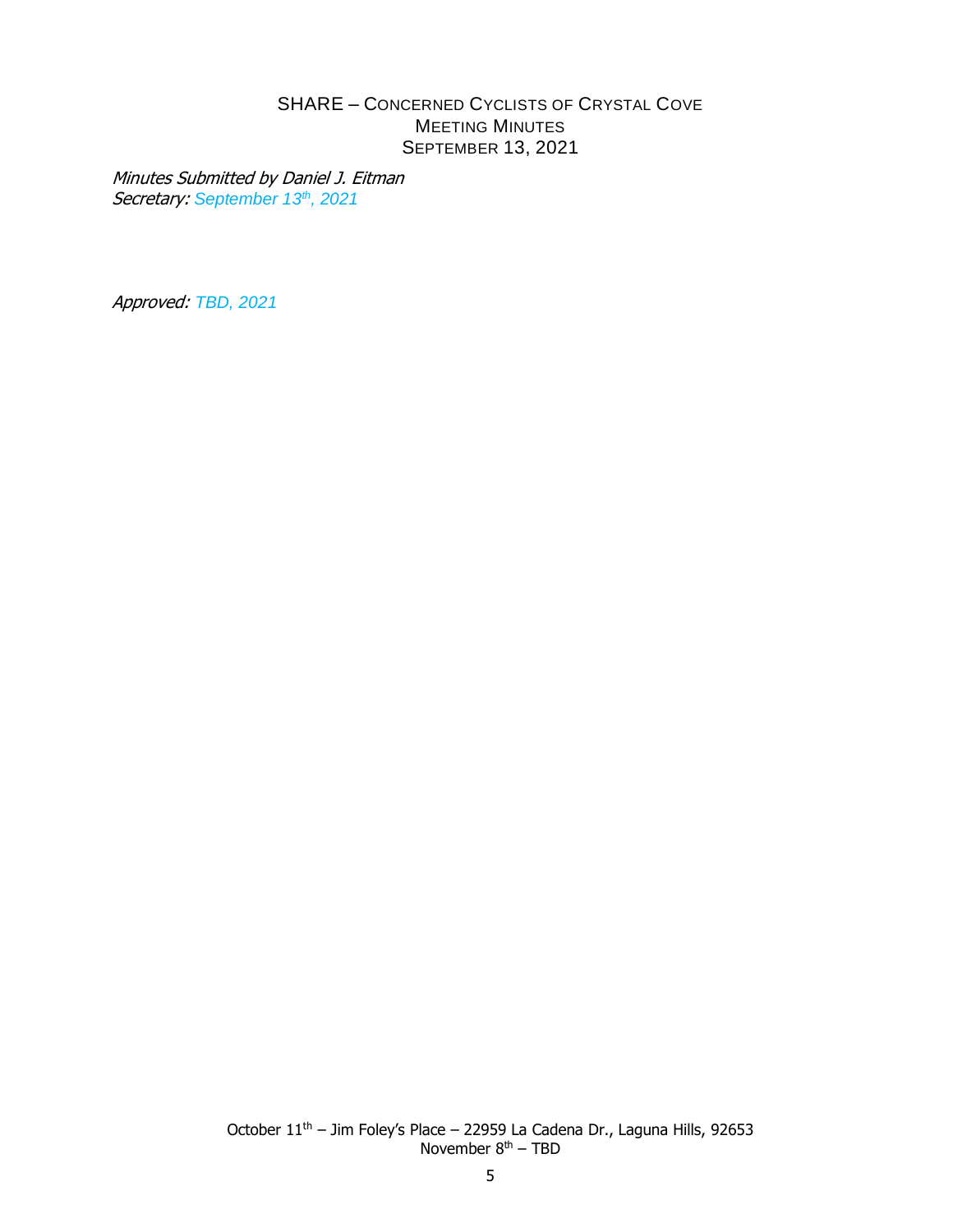SHARE – CONCERNED CYCLISTS OF CRYSTAL COVE
MEETING MINUTES
SEPTEMBER 13, 2021

*Minutes Submitted by Daniel J. Eitman*
*Secretary: September 13th, 2021*

*Approved: TBD, 2021*

October 11th – Jim Foley's Place – 22959 La Cadena Dr., Laguna Hills, 92653
November 8th – TBD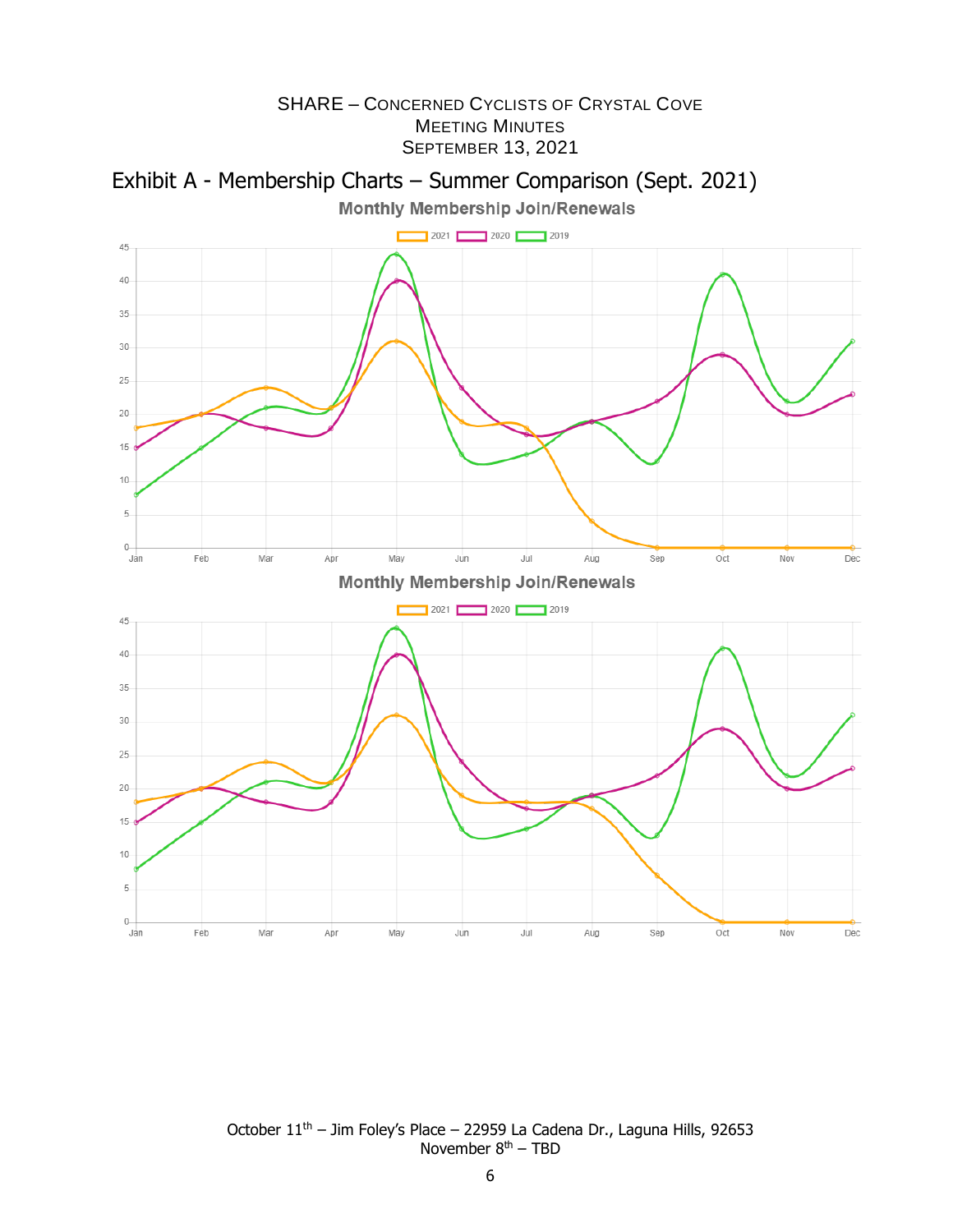SHARE – CONCERNED CYCLISTS OF CRYSTAL COVE
MEETING MINUTES
SEPTEMBER 13, 2021

## Exhibit A - Membership Charts – Summer Comparison (Sept. 2021)

**Monthly Membership Join/Renewals**

2021 | 2020 | 2019

**Monthly Membership Join/Renewals**

2021 | 2020 | 2019

October 11th – Jim Foley's Place – 22959 La Cadena Dr., Laguna Hills, 92653
November 8th – TBD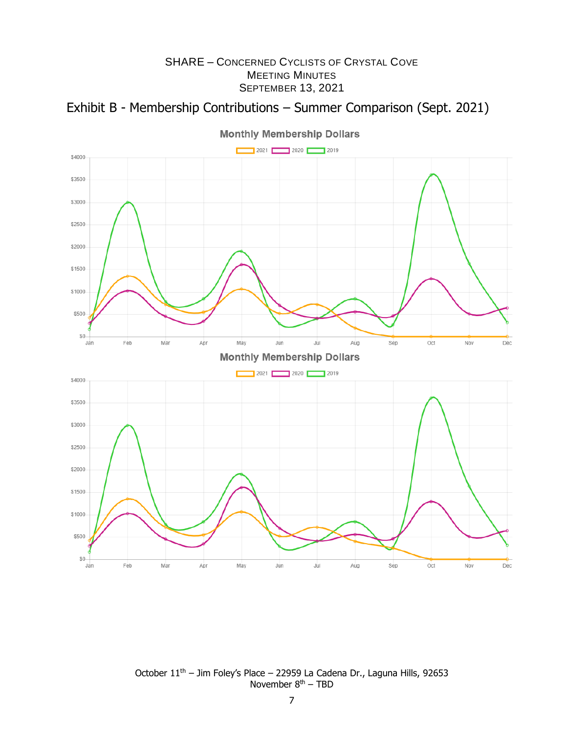SHARE – CONCERNED CYCLISTS OF CRYSTAL COVE
MEETING MINUTES
SEPTEMBER 13, 2021

# Exhibit B - Membership Contributions – Summer Comparison (Sept. 2021)

Monthly Membership Dollars

2021 2020 2019

$4000
$3500
$3000
$2500
$2000
$1500
$1000
$500
$0

Jan Feb Mar Apr May Jun Jul Aug Sep Oct Nov Dec

Monthly Membership Dollars

2021 2020 2019

$4000
$3500
$3000
$2500
$2000
$1500
$1000
$500
$0

Jan Feb Mar Apr May Jun Jul Aug Sep Oct Nov Dec

October 11th – Jim Foley's Place – 22959 La Cadena Dr., Laguna Hills, 92653
November 8th – TBD